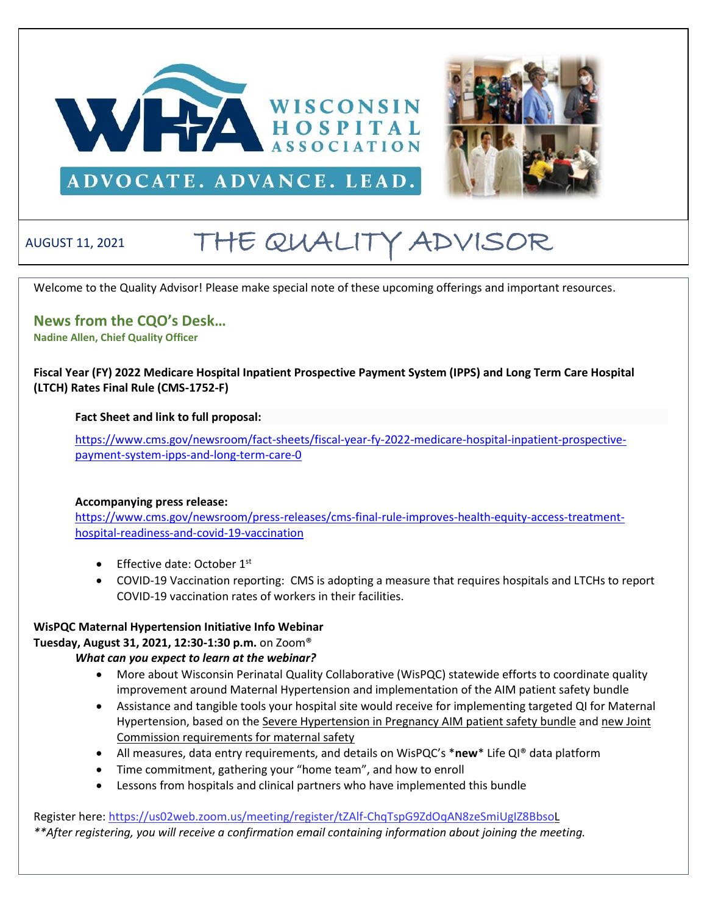WISCONSIN HOSPITAL ASSOCIATION

ADVOCATE. ADVANCE. LEAD.

AUGUST 11, 2021

# THE QUALITY ADVISOR

Welcome to the Quality Advisor! Please make special note of these upcoming offerings and important resources.

## News from the CQO's Desk…

**Nadine Allen, Chief Quality Officer**

**Fiscal Year (FY) 2022 Medicare Hospital Inpatient Prospective Payment System (IPPS) and Long Term Care Hospital (LTCH) Rates Final Rule (CMS-1752-F)**

**Fact Sheet and link to full proposal:**

https://www.cms.gov/newsroom/fact-sheets/fiscal-year-fy-2022-medicare-hospital-inpatient-prospective-payment-system-ipps-and-long-term-care-0

**Accompanying press release:**
https://www.cms.gov/newsroom/press-releases/cms-final-rule-improves-health-equity-access-treatment-hospital-readiness-and-covid-19-vaccination

- Effective date: October 1st
- COVID-19 Vaccination reporting: CMS is adopting a measure that requires hospitals and LTCHs to report COVID-19 vaccination rates of workers in their facilities.

**WisPQC Maternal Hypertension Initiative Info Webinar**
**Tuesday, August 31, 2021, 12:30-1:30 p.m.** on Zoom®

***What can you expect to learn at the webinar?***

- More about Wisconsin Perinatal Quality Collaborative (WisPQC) statewide efforts to coordinate quality improvement around Maternal Hypertension and implementation of the AIM patient safety bundle
- Assistance and tangible tools your hospital site would receive for implementing targeted QI for Maternal Hypertension, based on the Severe Hypertension in Pregnancy AIM patient safety bundle and new Joint Commission requirements for maternal safety
- All measures, data entry requirements, and details on WisPQC's ***new*** Life QI® data platform
- Time commitment, gathering your "home team", and how to enroll
- Lessons from hospitals and clinical partners who have implemented this bundle

Register here: https://us02web.zoom.us/meeting/register/tZAlf-ChqTspG9ZdOqAN8zeSmiUgIZ8BbsoL

*\*\*After registering, you will receive a confirmation email containing information about joining the meeting.*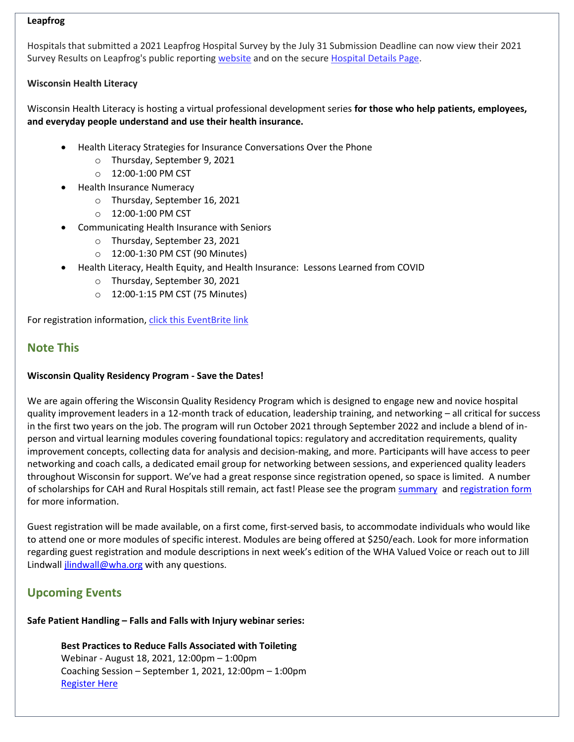**Leapfrog**

Hospitals that submitted a 2021 Leapfrog Hospital Survey by the July 31 Submission Deadline can now view their 2021 Survey Results on Leapfrog's public reporting website and on the secure Hospital Details Page.

**Wisconsin Health Literacy**

Wisconsin Health Literacy is hosting a virtual professional development series **for those who help patients, employees, and everyday people understand and use their health insurance.**

- Health Literacy Strategies for Insurance Conversations Over the Phone
  - Thursday, September 9, 2021
  - 12:00-1:00 PM CST
- Health Insurance Numeracy
  - Thursday, September 16, 2021
  - 12:00-1:00 PM CST
- Communicating Health Insurance with Seniors
  - Thursday, September 23, 2021
  - 12:00-1:30 PM CST (90 Minutes)
- Health Literacy, Health Equity, and Health Insurance: Lessons Learned from COVID
  - Thursday, September 30, 2021
  - 12:00-1:15 PM CST (75 Minutes)

For registration information, click this EventBrite link

## Note This

**Wisconsin Quality Residency Program - Save the Dates!**

We are again offering the Wisconsin Quality Residency Program which is designed to engage new and novice hospital quality improvement leaders in a 12-month track of education, leadership training, and networking – all critical for success in the first two years on the job. The program will run October 2021 through September 2022 and include a blend of in-person and virtual learning modules covering foundational topics: regulatory and accreditation requirements, quality improvement concepts, collecting data for analysis and decision-making, and more. Participants will have access to peer networking and coach calls, a dedicated email group for networking between sessions, and experienced quality leaders throughout Wisconsin for support. We've had a great response since registration opened, so space is limited. A number of scholarships for CAH and Rural Hospitals still remain, act fast! Please see the program summary and registration form for more information.

Guest registration will be made available, on a first come, first-served basis, to accommodate individuals who would like to attend one or more modules of specific interest. Modules are being offered at $250/each. Look for more information regarding guest registration and module descriptions in next week's edition of the WHA Valued Voice or reach out to Jill Lindwall jlindwall@wha.org with any questions.

## Upcoming Events

**Safe Patient Handling – Falls and Falls with Injury webinar series:**

**Best Practices to Reduce Falls Associated with Toileting**
Webinar - August 18, 2021, 12:00pm – 1:00pm
Coaching Session – September 1, 2021, 12:00pm – 1:00pm
Register Here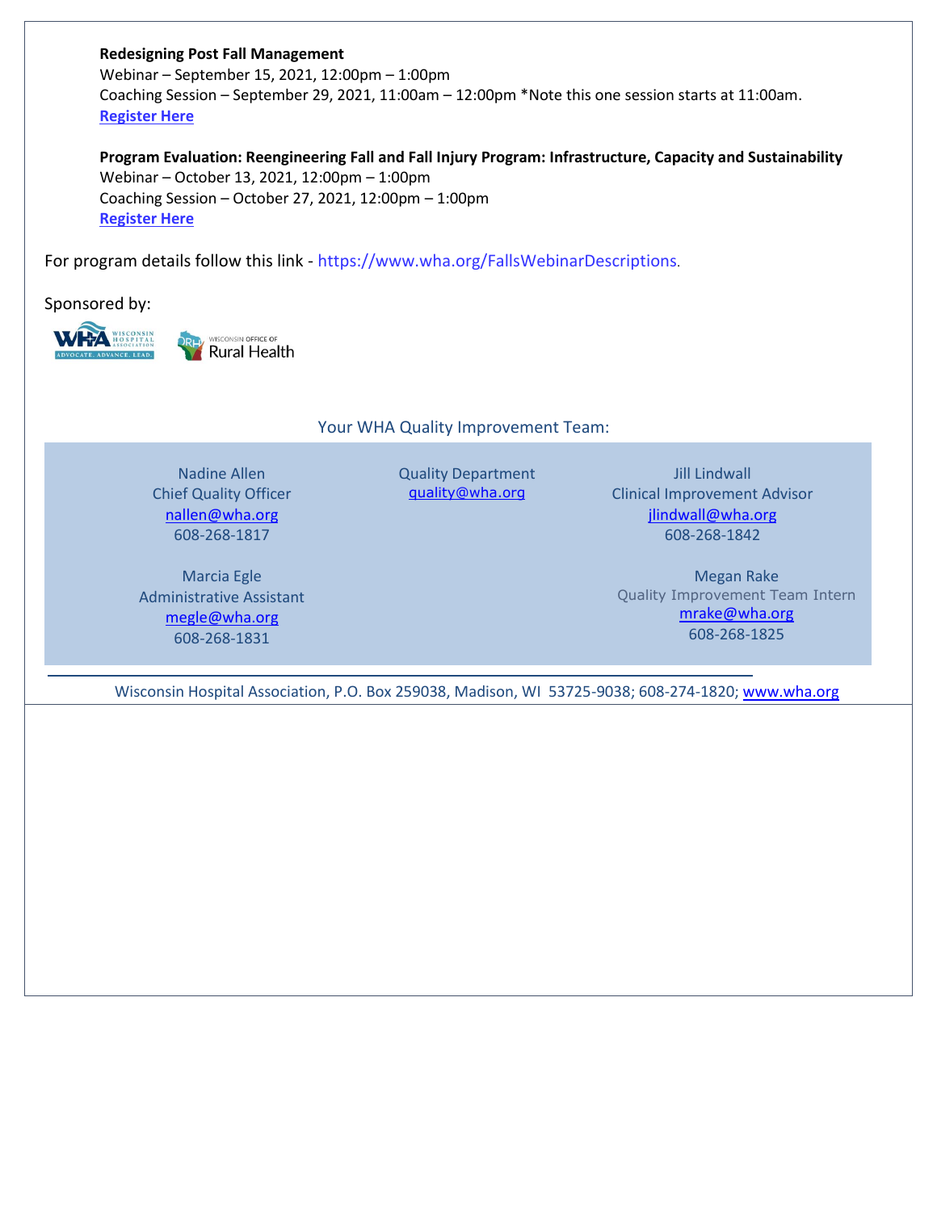**Redesigning Post Fall Management**
Webinar – September 15, 2021, 12:00pm – 1:00pm
Coaching Session – September 29, 2021, 11:00am – 12:00pm *Note this one session starts at 11:00am.
**Register Here**

**Program Evaluation: Reengineering Fall and Fall Injury Program: Infrastructure, Capacity and Sustainability**
Webinar – October 13, 2021, 12:00pm – 1:00pm
Coaching Session – October 27, 2021, 12:00pm – 1:00pm
**Register Here**

For program details follow this link - https://www.wha.org/FallsWebinarDescriptions.

Sponsored by:

WHA Wisconsin Hospital Association – Advocate. Advance. Lead.

Wisconsin Office of Rural Health

Your WHA Quality Improvement Team:

Nadine Allen
Chief Quality Officer
nallen@wha.org
608-268-1817

Quality Department
quality@wha.org

Jill Lindwall
Clinical Improvement Advisor
jlindwall@wha.org
608-268-1842

Marcia Egle
Administrative Assistant
megle@wha.org
608-268-1831

Megan Rake
Quality Improvement Team Intern
mrake@wha.org
608-268-1825

Wisconsin Hospital Association, P.O. Box 259038, Madison, WI 53725-9038; 608-274-1820; www.wha.org